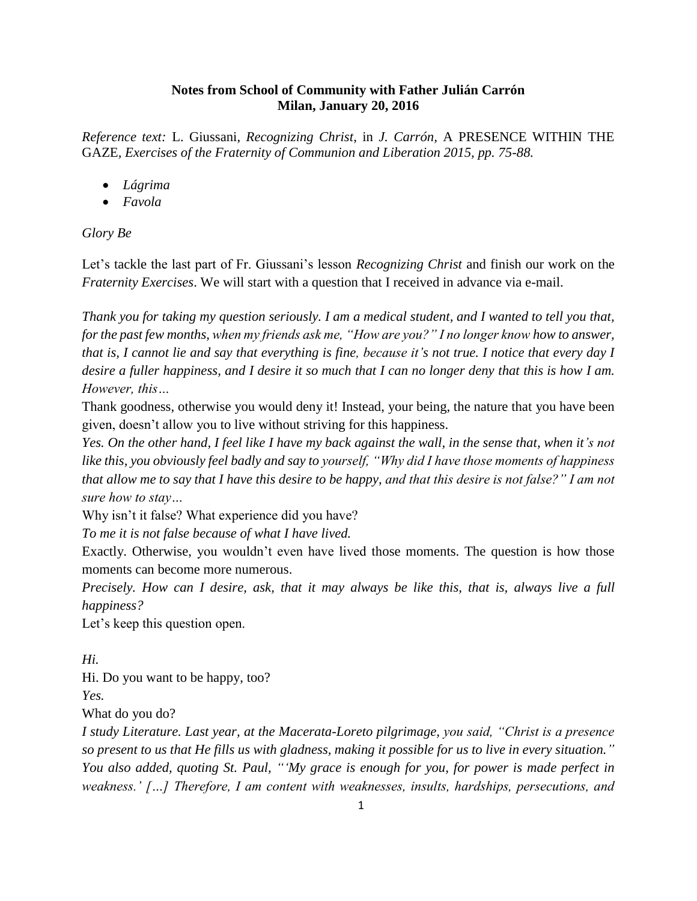**Notes from School of Community with Father Julián Carrón**
**Milan, January 20, 2016**

*Reference text:* L. Giussani, *Recognizing Christ*, in *J. Carrón,* A PRESENCE WITHIN THE GAZE, *Exercises of the Fraternity of Communion and Liberation 2015, pp. 75-88.*

- *Lágrima*
- *Favola*

*Glory Be*

Let's tackle the last part of Fr. Giussani's lesson *Recognizing Christ* and finish our work on the *Fraternity Exercises*. We will start with a question that I received in advance via e-mail.

*Thank you for taking my question seriously. I am a medical student, and I wanted to tell you that, for the past few months, when my friends ask me, "How are you?" I no longer know how to answer, that is, I cannot lie and say that everything is fine, because it's not true. I notice that every day I desire a fuller happiness, and I desire it so much that I can no longer deny that this is how I am. However, this…*

Thank goodness, otherwise you would deny it! Instead, your being, the nature that you have been given, doesn't allow you to live without striving for this happiness.

*Yes. On the other hand, I feel like I have my back against the wall, in the sense that, when it's not like this, you obviously feel badly and say to yourself, "Why did I have those moments of happiness that allow me to say that I have this desire to be happy, and that this desire is not false?" I am not sure how to stay…*

Why isn't it false? What experience did you have?

*To me it is not false because of what I have lived.*

Exactly. Otherwise, you wouldn't even have lived those moments. The question is how those moments can become more numerous.

*Precisely. How can I desire, ask, that it may always be like this, that is, always live a full happiness?*

Let's keep this question open.

*Hi.*

Hi. Do you want to be happy, too?

*Yes.*

What do you do?

*I study Literature. Last year, at the Macerata-Loreto pilgrimage, you said, "Christ is a presence so present to us that He fills us with gladness, making it possible for us to live in every situation." You also added, quoting St. Paul, "'My grace is enough for you, for power is made perfect in weakness.' […] Therefore, I am content with weaknesses, insults, hardships, persecutions, and*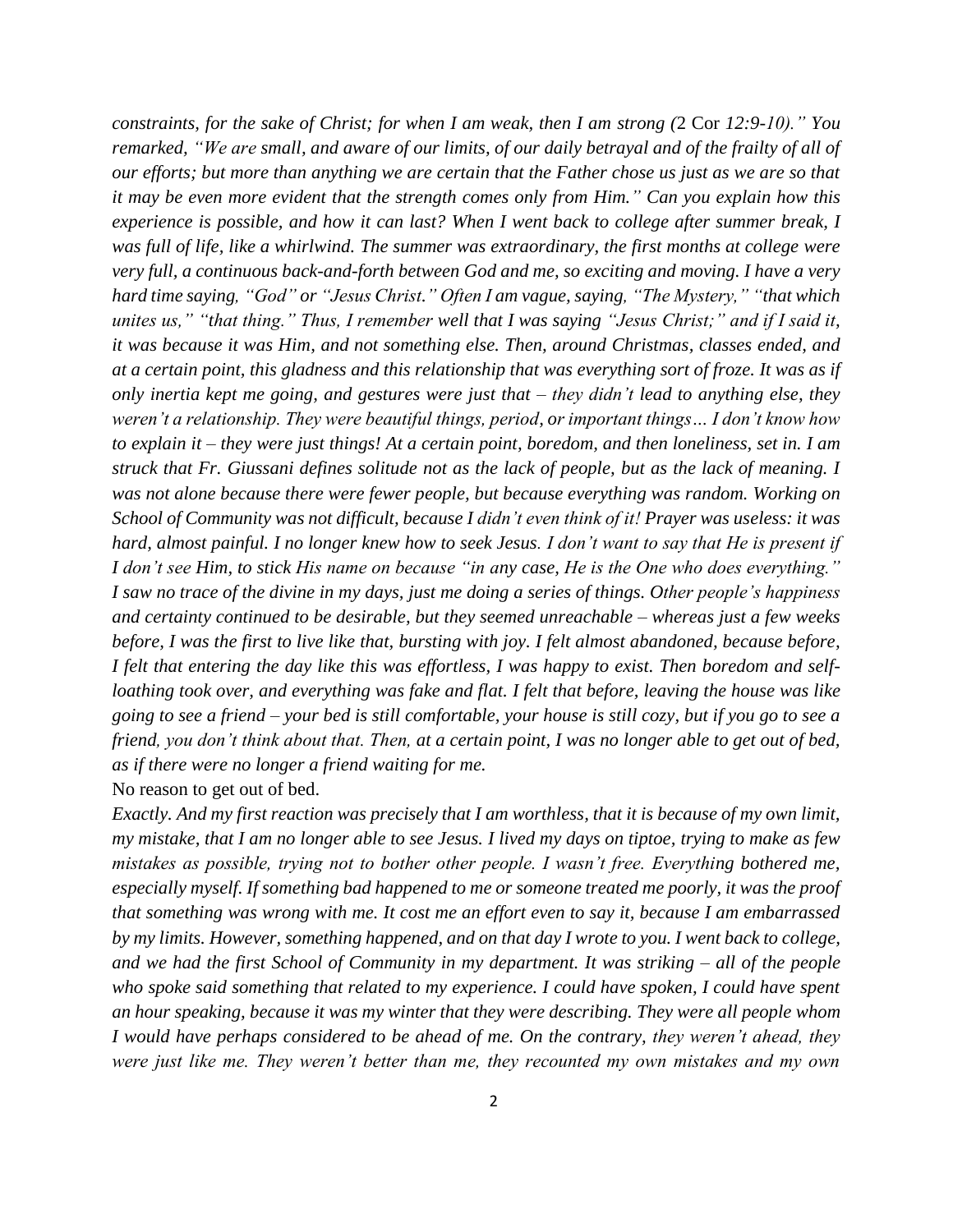*constraints, for the sake of Christ; for when I am weak, then I am strong (*2 Cor *12:9-10)." You remarked, "We are small, and aware of our limits, of our daily betrayal and of the frailty of all of our efforts; but more than anything we are certain that the Father chose us just as we are so that it may be even more evident that the strength comes only from Him." Can you explain how this experience is possible, and how it can last? When I went back to college after summer break, I was full of life, like a whirlwind. The summer was extraordinary, the first months at college were very full, a continuous back-and-forth between God and me, so exciting and moving. I have a very hard time saying, "God" or "Jesus Christ." Often I am vague, saying, "The Mystery," "that which unites us," "that thing." Thus, I remember well that I was saying "Jesus Christ;" and if I said it, it was because it was Him, and not something else. Then, around Christmas, classes ended, and at a certain point, this gladness and this relationship that was everything sort of froze. It was as if only inertia kept me going, and gestures were just that – they didn't lead to anything else, they weren't a relationship. They were beautiful things, period, or important things… I don't know how to explain it – they were just things! At a certain point, boredom, and then loneliness, set in. I am struck that Fr. Giussani defines solitude not as the lack of people, but as the lack of meaning. I was not alone because there were fewer people, but because everything was random. Working on School of Community was not difficult, because I didn't even think of it! Prayer was useless: it was hard, almost painful. I no longer knew how to seek Jesus. I don't want to say that He is present if I don't see Him, to stick His name on because "in any case, He is the One who does everything." I saw no trace of the divine in my days, just me doing a series of things. Other people's happiness and certainty continued to be desirable, but they seemed unreachable – whereas just a few weeks before, I was the first to live like that, bursting with joy. I felt almost abandoned, because before, I felt that entering the day like this was effortless, I was happy to exist. Then boredom and self-loathing took over, and everything was fake and flat. I felt that before, leaving the house was like going to see a friend – your bed is still comfortable, your house is still cozy, but if you go to see a friend, you don't think about that. Then, at a certain point, I was no longer able to get out of bed, as if there were no longer a friend waiting for me.*

No reason to get out of bed.

*Exactly. And my first reaction was precisely that I am worthless, that it is because of my own limit, my mistake, that I am no longer able to see Jesus. I lived my days on tiptoe, trying to make as few mistakes as possible, trying not to bother other people. I wasn't free. Everything bothered me, especially myself. If something bad happened to me or someone treated me poorly, it was the proof that something was wrong with me. It cost me an effort even to say it, because I am embarrassed by my limits. However, something happened, and on that day I wrote to you. I went back to college, and we had the first School of Community in my department. It was striking – all of the people who spoke said something that related to my experience. I could have spoken, I could have spent an hour speaking, because it was my winter that they were describing. They were all people whom I would have perhaps considered to be ahead of me. On the contrary, they weren't ahead, they were just like me. They weren't better than me, they recounted my own mistakes and my own*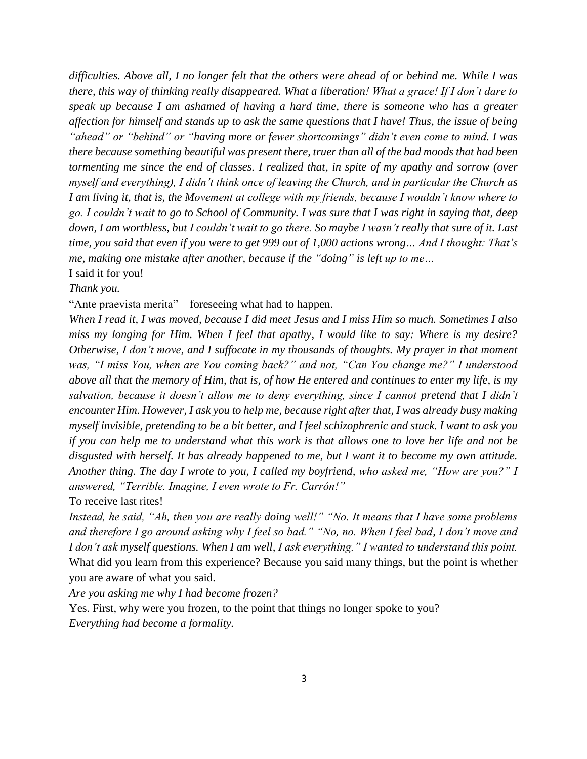*difficulties. Above all, I no longer felt that the others were ahead of or behind me. While I was there, this way of thinking really disappeared. What a liberation! What a grace! If I don't dare to speak up because I am ashamed of having a hard time, there is someone who has a greater affection for himself and stands up to ask the same questions that I have! Thus, the issue of being "ahead" or "behind" or "having more or fewer shortcomings" didn't even come to mind. I was there because something beautiful was present there, truer than all of the bad moods that had been tormenting me since the end of classes. I realized that, in spite of my apathy and sorrow (over myself and everything), I didn't think once of leaving the Church, and in particular the Church as I am living it, that is, the Movement at college with my friends, because I wouldn't know where to go. I couldn't wait to go to School of Community. I was sure that I was right in saying that, deep down, I am worthless, but I couldn't wait to go there. So maybe I wasn't really that sure of it. Last time, you said that even if you were to get 999 out of 1,000 actions wrong… And I thought: That's me, making one mistake after another, because if the "doing" is left up to me…*

I said it for you!

*Thank you.*

"Ante praevista merita" – foreseeing what had to happen.

*When I read it, I was moved, because I did meet Jesus and I miss Him so much. Sometimes I also miss my longing for Him. When I feel that apathy, I would like to say: Where is my desire? Otherwise, I don't move, and I suffocate in my thousands of thoughts. My prayer in that moment was, "I miss You, when are You coming back?" and not, "Can You change me?" I understood above all that the memory of Him, that is, of how He entered and continues to enter my life, is my salvation, because it doesn't allow me to deny everything, since I cannot pretend that I didn't encounter Him. However, I ask you to help me, because right after that, I was already busy making myself invisible, pretending to be a bit better, and I feel schizophrenic and stuck. I want to ask you if you can help me to understand what this work is that allows one to love her life and not be disgusted with herself. It has already happened to me, but I want it to become my own attitude. Another thing. The day I wrote to you, I called my boyfriend, who asked me, "How are you?" I answered, "Terrible. Imagine, I even wrote to Fr. Carrón!"*

To receive last rites!

*Instead, he said, "Ah, then you are really doing well!" "No. It means that I have some problems and therefore I go around asking why I feel so bad." "No, no. When I feel bad, I don't move and I don't ask myself questions. When I am well, I ask everything." I wanted to understand this point.*

What did you learn from this experience? Because you said many things, but the point is whether you are aware of what you said.

*Are you asking me why I had become frozen?*

Yes. First, why were you frozen, to the point that things no longer spoke to you?

*Everything had become a formality.*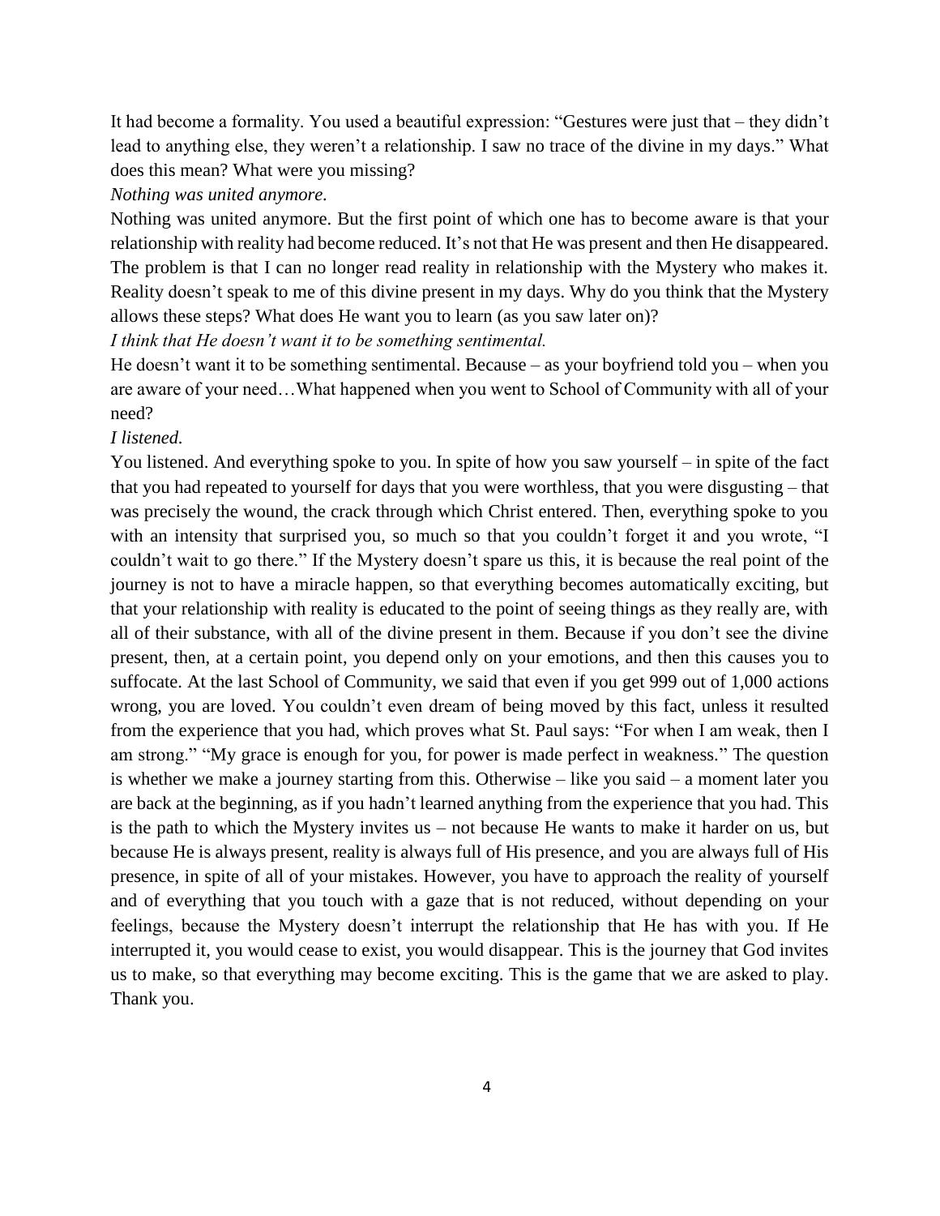It had become a formality. You used a beautiful expression: “Gestures were just that – they didn’t lead to anything else, they weren’t a relationship. I saw no trace of the divine in my days.” What does this mean? What were you missing?

*Nothing was united anymore.*

Nothing was united anymore. But the first point of which one has to become aware is that your relationship with reality had become reduced. It’s not that He was present and then He disappeared. The problem is that I can no longer read reality in relationship with the Mystery who makes it. Reality doesn’t speak to me of this divine present in my days. Why do you think that the Mystery allows these steps? What does He want you to learn (as you saw later on)?

*I think that He doesn’t want it to be something sentimental.*

He doesn’t want it to be something sentimental. Because – as your boyfriend told you – when you are aware of your need…What happened when you went to School of Community with all of your need?

*I listened.*

You listened. And everything spoke to you. In spite of how you saw yourself – in spite of the fact that you had repeated to yourself for days that you were worthless, that you were disgusting – that was precisely the wound, the crack through which Christ entered. Then, everything spoke to you with an intensity that surprised you, so much so that you couldn’t forget it and you wrote, “I couldn’t wait to go there.” If the Mystery doesn’t spare us this, it is because the real point of the journey is not to have a miracle happen, so that everything becomes automatically exciting, but that your relationship with reality is educated to the point of seeing things as they really are, with all of their substance, with all of the divine present in them. Because if you don’t see the divine present, then, at a certain point, you depend only on your emotions, and then this causes you to suffocate. At the last School of Community, we said that even if you get 999 out of 1,000 actions wrong, you are loved. You couldn’t even dream of being moved by this fact, unless it resulted from the experience that you had, which proves what St. Paul says: “For when I am weak, then I am strong.” “My grace is enough for you, for power is made perfect in weakness.” The question is whether we make a journey starting from this. Otherwise – like you said – a moment later you are back at the beginning, as if you hadn’t learned anything from the experience that you had. This is the path to which the Mystery invites us – not because He wants to make it harder on us, but because He is always present, reality is always full of His presence, and you are always full of His presence, in spite of all of your mistakes. However, you have to approach the reality of yourself and of everything that you touch with a gaze that is not reduced, without depending on your feelings, because the Mystery doesn’t interrupt the relationship that He has with you. If He interrupted it, you would cease to exist, you would disappear. This is the journey that God invites us to make, so that everything may become exciting. This is the game that we are asked to play. Thank you.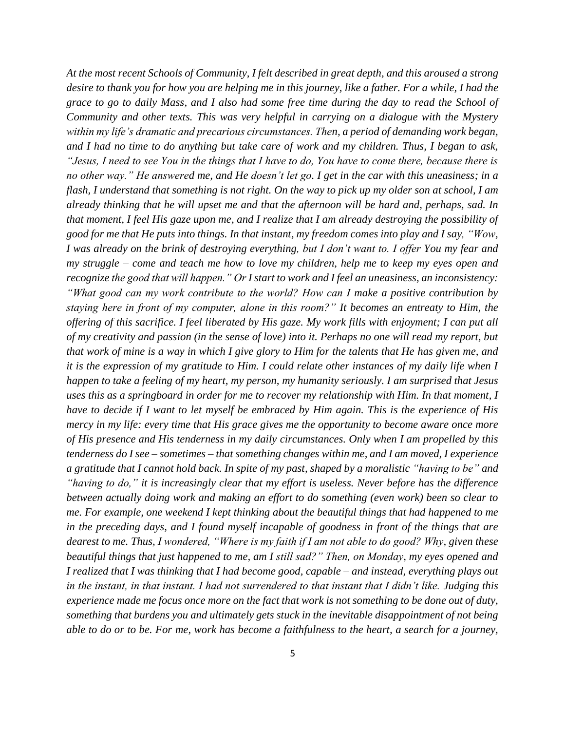*At the most recent Schools of Community, I felt described in great depth, and this aroused a strong desire to thank you for how you are helping me in this journey, like a father. For a while, I had the grace to go to daily Mass, and I also had some free time during the day to read the School of Community and other texts. This was very helpful in carrying on a dialogue with the Mystery within my life's dramatic and precarious circumstances. Then, a period of demanding work began, and I had no time to do anything but take care of work and my children. Thus, I began to ask, "Jesus, I need to see You in the things that I have to do, You have to come there, because there is no other way." He answered me, and He doesn't let go. I get in the car with this uneasiness; in a flash, I understand that something is not right. On the way to pick up my older son at school, I am already thinking that he will upset me and that the afternoon will be hard and, perhaps, sad. In that moment, I feel His gaze upon me, and I realize that I am already destroying the possibility of good for me that He puts into things. In that instant, my freedom comes into play and I say, "Wow, I was already on the brink of destroying everything, but I don't want to. I offer You my fear and my struggle – come and teach me how to love my children, help me to keep my eyes open and recognize the good that will happen." Or I start to work and I feel an uneasiness, an inconsistency: "What good can my work contribute to the world? How can I make a positive contribution by staying here in front of my computer, alone in this room?" It becomes an entreaty to Him, the offering of this sacrifice. I feel liberated by His gaze. My work fills with enjoyment; I can put all of my creativity and passion (in the sense of love) into it. Perhaps no one will read my report, but that work of mine is a way in which I give glory to Him for the talents that He has given me, and it is the expression of my gratitude to Him. I could relate other instances of my daily life when I happen to take a feeling of my heart, my person, my humanity seriously. I am surprised that Jesus uses this as a springboard in order for me to recover my relationship with Him. In that moment, I have to decide if I want to let myself be embraced by Him again. This is the experience of His mercy in my life: every time that His grace gives me the opportunity to become aware once more of His presence and His tenderness in my daily circumstances. Only when I am propelled by this tenderness do I see – sometimes – that something changes within me, and I am moved, I experience a gratitude that I cannot hold back. In spite of my past, shaped by a moralistic "having to be" and "having to do," it is increasingly clear that my effort is useless. Never before has the difference between actually doing work and making an effort to do something (even work) been so clear to me. For example, one weekend I kept thinking about the beautiful things that had happened to me in the preceding days, and I found myself incapable of goodness in front of the things that are dearest to me. Thus, I wondered, "Where is my faith if I am not able to do good? Why, given these beautiful things that just happened to me, am I still sad?" Then, on Monday, my eyes opened and I realized that I was thinking that I had become good, capable – and instead, everything plays out in the instant, in that instant. I had not surrendered to that instant that I didn't like. Judging this experience made me focus once more on the fact that work is not something to be done out of duty, something that burdens you and ultimately gets stuck in the inevitable disappointment of not being able to do or to be. For me, work has become a faithfulness to the heart, a search for a journey,*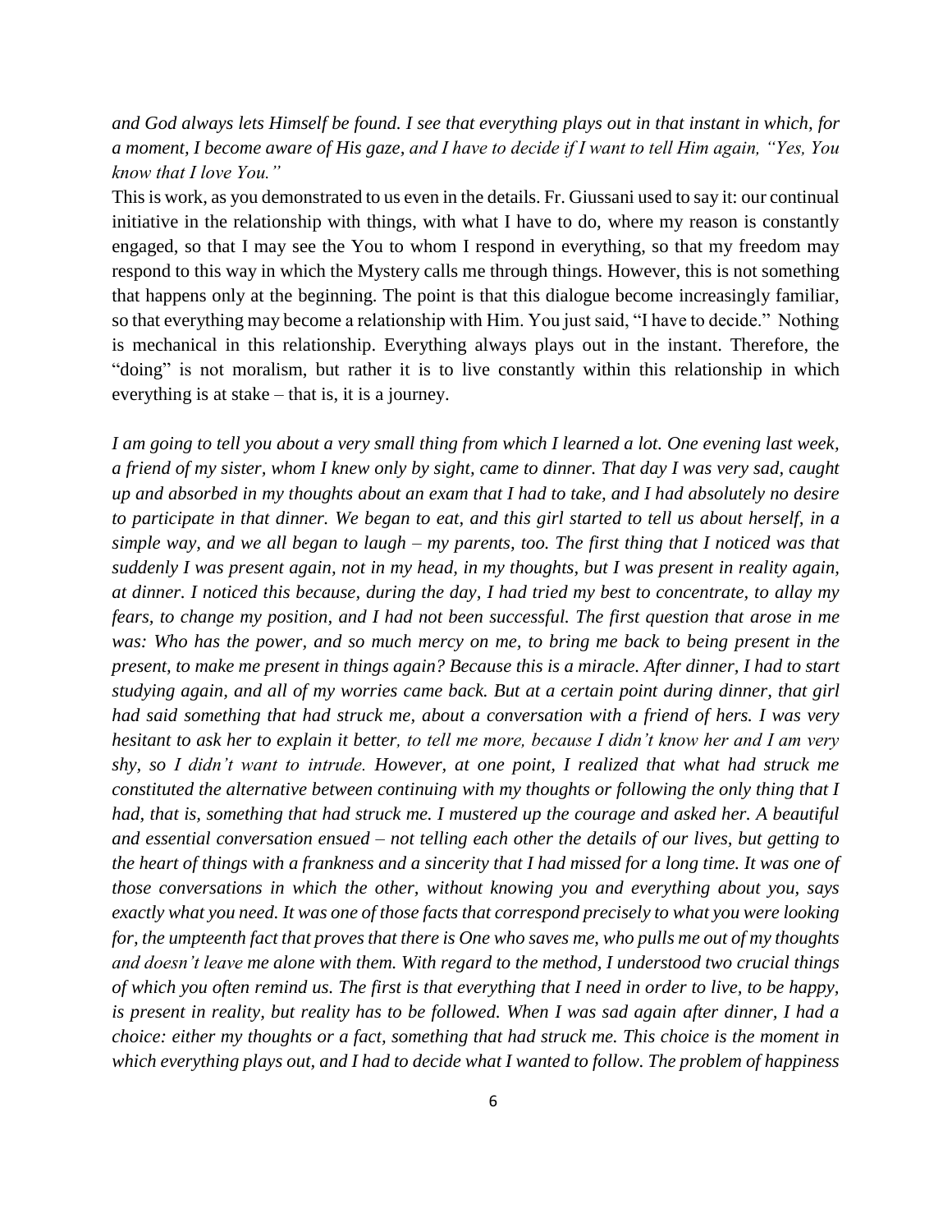*and God always lets Himself be found. I see that everything plays out in that instant in which, for a moment, I become aware of His gaze, and I have to decide if I want to tell Him again, "Yes, You know that I love You."*

This is work, as you demonstrated to us even in the details. Fr. Giussani used to say it: our continual initiative in the relationship with things, with what I have to do, where my reason is constantly engaged, so that I may see the You to whom I respond in everything, so that my freedom may respond to this way in which the Mystery calls me through things. However, this is not something that happens only at the beginning. The point is that this dialogue become increasingly familiar, so that everything may become a relationship with Him. You just said, "I have to decide." Nothing is mechanical in this relationship. Everything always plays out in the instant. Therefore, the "doing" is not moralism, but rather it is to live constantly within this relationship in which everything is at stake – that is, it is a journey.

*I am going to tell you about a very small thing from which I learned a lot. One evening last week, a friend of my sister, whom I knew only by sight, came to dinner. That day I was very sad, caught up and absorbed in my thoughts about an exam that I had to take, and I had absolutely no desire to participate in that dinner. We began to eat, and this girl started to tell us about herself, in a simple way, and we all began to laugh – my parents, too. The first thing that I noticed was that suddenly I was present again, not in my head, in my thoughts, but I was present in reality again, at dinner. I noticed this because, during the day, I had tried my best to concentrate, to allay my fears, to change my position, and I had not been successful. The first question that arose in me was: Who has the power, and so much mercy on me, to bring me back to being present in the present, to make me present in things again? Because this is a miracle. After dinner, I had to start studying again, and all of my worries came back. But at a certain point during dinner, that girl had said something that had struck me, about a conversation with a friend of hers. I was very hesitant to ask her to explain it better, to tell me more, because I didn't know her and I am very shy, so I didn't want to intrude. However, at one point, I realized that what had struck me constituted the alternative between continuing with my thoughts or following the only thing that I had, that is, something that had struck me. I mustered up the courage and asked her. A beautiful and essential conversation ensued – not telling each other the details of our lives, but getting to the heart of things with a frankness and a sincerity that I had missed for a long time. It was one of those conversations in which the other, without knowing you and everything about you, says exactly what you need. It was one of those facts that correspond precisely to what you were looking for, the umpteenth fact that proves that there is One who saves me, who pulls me out of my thoughts and doesn't leave me alone with them. With regard to the method, I understood two crucial things of which you often remind us. The first is that everything that I need in order to live, to be happy, is present in reality, but reality has to be followed. When I was sad again after dinner, I had a choice: either my thoughts or a fact, something that had struck me. This choice is the moment in which everything plays out, and I had to decide what I wanted to follow. The problem of happiness*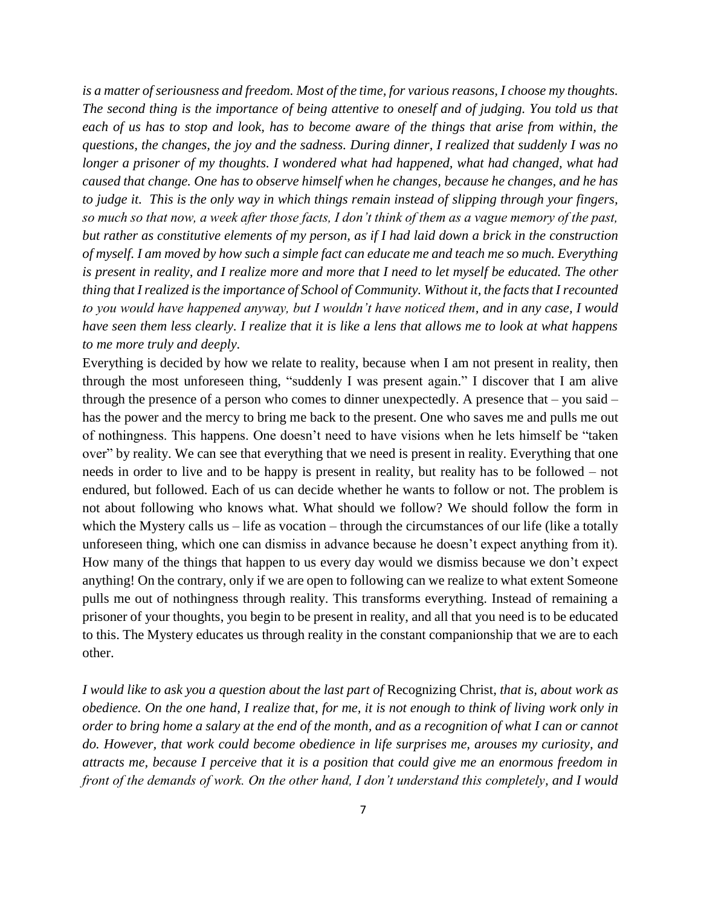*is a matter of seriousness and freedom. Most of the time, for various reasons, I choose my thoughts. The second thing is the importance of being attentive to oneself and of judging. You told us that each of us has to stop and look, has to become aware of the things that arise from within, the questions, the changes, the joy and the sadness. During dinner, I realized that suddenly I was no longer a prisoner of my thoughts. I wondered what had happened, what had changed, what had caused that change. One has to observe himself when he changes, because he changes, and he has to judge it. This is the only way in which things remain instead of slipping through your fingers, so much so that now, a week after those facts, I don't think of them as a vague memory of the past, but rather as constitutive elements of my person, as if I had laid down a brick in the construction of myself. I am moved by how such a simple fact can educate me and teach me so much. Everything is present in reality, and I realize more and more that I need to let myself be educated. The other thing that I realized is the importance of School of Community. Without it, the facts that I recounted to you would have happened anyway, but I wouldn't have noticed them, and in any case, I would have seen them less clearly. I realize that it is like a lens that allows me to look at what happens to me more truly and deeply.*

Everything is decided by how we relate to reality, because when I am not present in reality, then through the most unforeseen thing, "suddenly I was present again." I discover that I am alive through the presence of a person who comes to dinner unexpectedly. A presence that – you said – has the power and the mercy to bring me back to the present. One who saves me and pulls me out of nothingness. This happens. One doesn't need to have visions when he lets himself be "taken over" by reality. We can see that everything that we need is present in reality. Everything that one needs in order to live and to be happy is present in reality, but reality has to be followed – not endured, but followed. Each of us can decide whether he wants to follow or not. The problem is not about following who knows what. What should we follow? We should follow the form in which the Mystery calls us – life as vocation – through the circumstances of our life (like a totally unforeseen thing, which one can dismiss in advance because he doesn't expect anything from it). How many of the things that happen to us every day would we dismiss because we don't expect anything! On the contrary, only if we are open to following can we realize to what extent Someone pulls me out of nothingness through reality. This transforms everything. Instead of remaining a prisoner of your thoughts, you begin to be present in reality, and all that you need is to be educated to this. The Mystery educates us through reality in the constant companionship that we are to each other.

*I would like to ask you a question about the last part of* Recognizing Christ*, that is, about work as obedience. On the one hand, I realize that, for me, it is not enough to think of living work only in order to bring home a salary at the end of the month, and as a recognition of what I can or cannot do. However, that work could become obedience in life surprises me, arouses my curiosity, and attracts me, because I perceive that it is a position that could give me an enormous freedom in front of the demands of work. On the other hand, I don't understand this completely, and I would*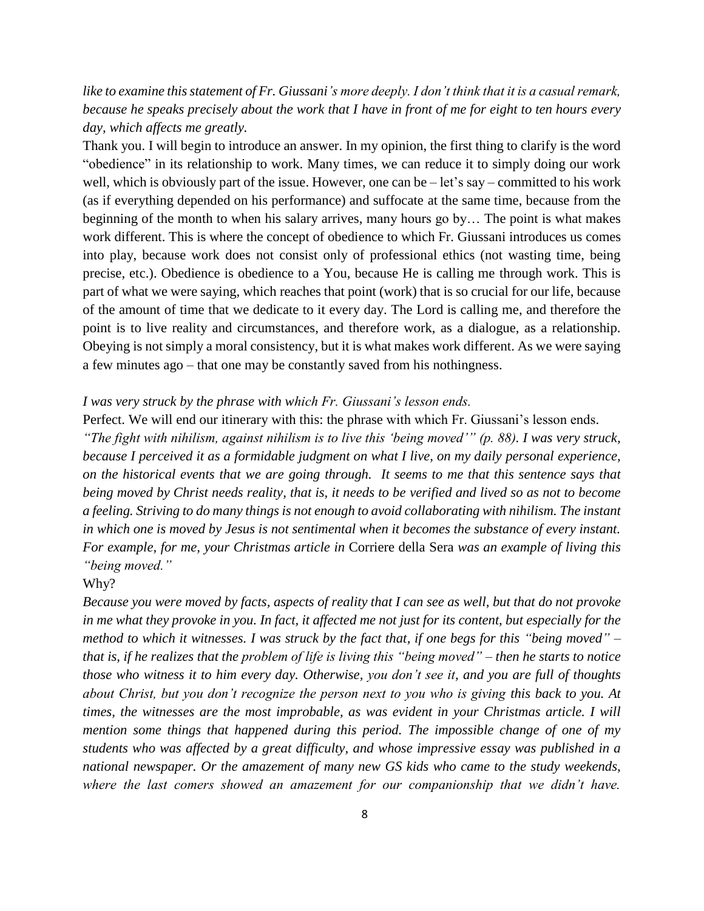*like to examine this statement of Fr. Giussani's more deeply. I don't think that it is a casual remark, because he speaks precisely about the work that I have in front of me for eight to ten hours every day, which affects me greatly.*

Thank you. I will begin to introduce an answer. In my opinion, the first thing to clarify is the word "obedience" in its relationship to work. Many times, we can reduce it to simply doing our work well, which is obviously part of the issue. However, one can be – let's say – committed to his work (as if everything depended on his performance) and suffocate at the same time, because from the beginning of the month to when his salary arrives, many hours go by… The point is what makes work different. This is where the concept of obedience to which Fr. Giussani introduces us comes into play, because work does not consist only of professional ethics (not wasting time, being precise, etc.). Obedience is obedience to a You, because He is calling me through work. This is part of what we were saying, which reaches that point (work) that is so crucial for our life, because of the amount of time that we dedicate to it every day. The Lord is calling me, and therefore the point is to live reality and circumstances, and therefore work, as a dialogue, as a relationship. Obeying is not simply a moral consistency, but it is what makes work different. As we were saying a few minutes ago – that one may be constantly saved from his nothingness.

*I was very struck by the phrase with which Fr. Giussani's lesson ends.*

Perfect. We will end our itinerary with this: the phrase with which Fr. Giussani's lesson ends.

*"The fight with nihilism, against nihilism is to live this 'being moved'" (p. 88). I was very struck, because I perceived it as a formidable judgment on what I live, on my daily personal experience, on the historical events that we are going through. It seems to me that this sentence says that being moved by Christ needs reality, that is, it needs to be verified and lived so as not to become a feeling. Striving to do many things is not enough to avoid collaborating with nihilism. The instant in which one is moved by Jesus is not sentimental when it becomes the substance of every instant. For example, for me, your Christmas article in* Corriere della Sera *was an example of living this "being moved."*

Why?

*Because you were moved by facts, aspects of reality that I can see as well, but that do not provoke in me what they provoke in you. In fact, it affected me not just for its content, but especially for the method to which it witnesses. I was struck by the fact that, if one begs for this "being moved" – that is, if he realizes that the problem of life is living this "being moved" – then he starts to notice those who witness it to him every day. Otherwise, you don't see it, and you are full of thoughts about Christ, but you don't recognize the person next to you who is giving this back to you. At times, the witnesses are the most improbable, as was evident in your Christmas article. I will mention some things that happened during this period. The impossible change of one of my students who was affected by a great difficulty, and whose impressive essay was published in a national newspaper. Or the amazement of many new GS kids who came to the study weekends, where the last comers showed an amazement for our companionship that we didn't have.*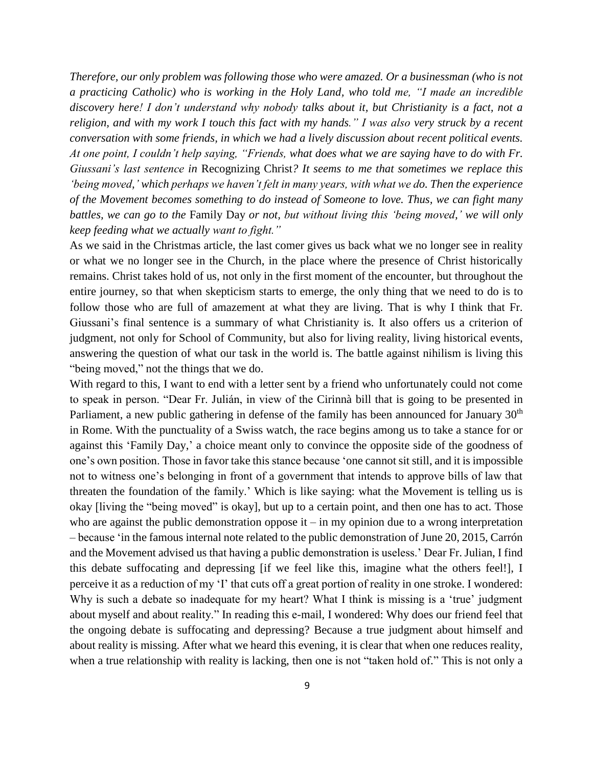*Therefore, our only problem was following those who were amazed. Or a businessman (who is not a practicing Catholic) who is working in the Holy Land, who told me, "I made an incredible discovery here! I don't understand why nobody talks about it, but Christianity is a fact, not a religion, and with my work I touch this fact with my hands." I was also very struck by a recent conversation with some friends, in which we had a lively discussion about recent political events. At one point, I couldn't help saying, "Friends, what does what we are saying have to do with Fr. Giussani's last sentence in* Recognizing Christ*? It seems to me that sometimes we replace this 'being moved,' which perhaps we haven't felt in many years, with what we do. Then the experience of the Movement becomes something to do instead of Someone to love. Thus, we can fight many battles, we can go to the* Family Day *or not, but without living this 'being moved,' we will only keep feeding what we actually want to fight."*

As we said in the Christmas article, the last comer gives us back what we no longer see in reality or what we no longer see in the Church, in the place where the presence of Christ historically remains. Christ takes hold of us, not only in the first moment of the encounter, but throughout the entire journey, so that when skepticism starts to emerge, the only thing that we need to do is to follow those who are full of amazement at what they are living. That is why I think that Fr. Giussani's final sentence is a summary of what Christianity is. It also offers us a criterion of judgment, not only for School of Community, but also for living reality, living historical events, answering the question of what our task in the world is. The battle against nihilism is living this "being moved," not the things that we do.

With regard to this, I want to end with a letter sent by a friend who unfortunately could not come to speak in person. "Dear Fr. Julián, in view of the Cirinnà bill that is going to be presented in Parliament, a new public gathering in defense of the family has been announced for January 30th in Rome. With the punctuality of a Swiss watch, the race begins among us to take a stance for or against this 'Family Day,' a choice meant only to convince the opposite side of the goodness of one's own position. Those in favor take this stance because 'one cannot sit still, and it is impossible not to witness one's belonging in front of a government that intends to approve bills of law that threaten the foundation of the family.' Which is like saying: what the Movement is telling us is okay [living the "being moved" is okay], but up to a certain point, and then one has to act. Those who are against the public demonstration oppose it – in my opinion due to a wrong interpretation – because 'in the famous internal note related to the public demonstration of June 20, 2015, Carrón and the Movement advised us that having a public demonstration is useless.' Dear Fr. Julian, I find this debate suffocating and depressing [if we feel like this, imagine what the others feel!], I perceive it as a reduction of my 'I' that cuts off a great portion of reality in one stroke. I wondered: Why is such a debate so inadequate for my heart? What I think is missing is a 'true' judgment about myself and about reality." In reading this e-mail, I wondered: Why does our friend feel that the ongoing debate is suffocating and depressing? Because a true judgment about himself and about reality is missing. After what we heard this evening, it is clear that when one reduces reality, when a true relationship with reality is lacking, then one is not "taken hold of." This is not only a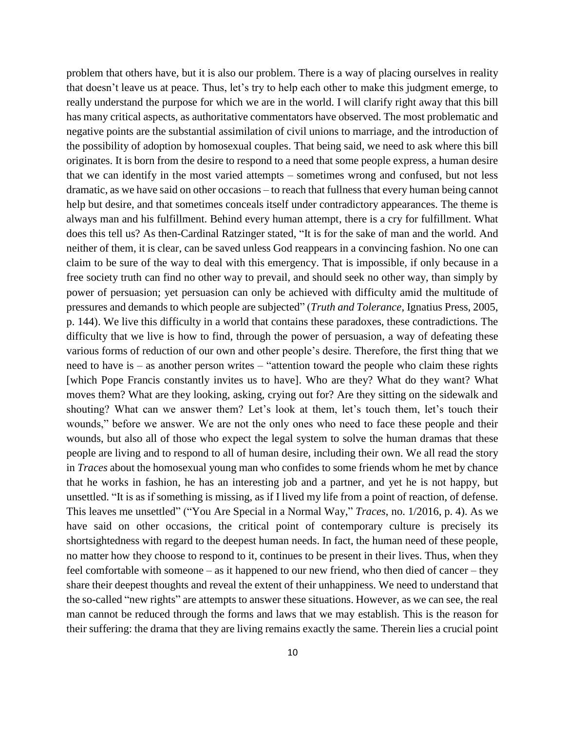problem that others have, but it is also our problem. There is a way of placing ourselves in reality that doesn't leave us at peace. Thus, let's try to help each other to make this judgment emerge, to really understand the purpose for which we are in the world. I will clarify right away that this bill has many critical aspects, as authoritative commentators have observed. The most problematic and negative points are the substantial assimilation of civil unions to marriage, and the introduction of the possibility of adoption by homosexual couples. That being said, we need to ask where this bill originates. It is born from the desire to respond to a need that some people express, a human desire that we can identify in the most varied attempts – sometimes wrong and confused, but not less dramatic, as we have said on other occasions – to reach that fullness that every human being cannot help but desire, and that sometimes conceals itself under contradictory appearances. The theme is always man and his fulfillment. Behind every human attempt, there is a cry for fulfillment. What does this tell us? As then-Cardinal Ratzinger stated, "It is for the sake of man and the world. And neither of them, it is clear, can be saved unless God reappears in a convincing fashion. No one can claim to be sure of the way to deal with this emergency. That is impossible, if only because in a free society truth can find no other way to prevail, and should seek no other way, than simply by power of persuasion; yet persuasion can only be achieved with difficulty amid the multitude of pressures and demands to which people are subjected" (*Truth and Tolerance*, Ignatius Press, 2005, p. 144). We live this difficulty in a world that contains these paradoxes, these contradictions. The difficulty that we live is how to find, through the power of persuasion, a way of defeating these various forms of reduction of our own and other people's desire. Therefore, the first thing that we need to have is – as another person writes – "attention toward the people who claim these rights [which Pope Francis constantly invites us to have]. Who are they? What do they want? What moves them? What are they looking, asking, crying out for? Are they sitting on the sidewalk and shouting? What can we answer them? Let's look at them, let's touch them, let's touch their wounds," before we answer. We are not the only ones who need to face these people and their wounds, but also all of those who expect the legal system to solve the human dramas that these people are living and to respond to all of human desire, including their own. We all read the story in *Traces* about the homosexual young man who confides to some friends whom he met by chance that he works in fashion, he has an interesting job and a partner, and yet he is not happy, but unsettled. "It is as if something is missing, as if I lived my life from a point of reaction, of defense. This leaves me unsettled" ("You Are Special in a Normal Way," *Traces*, no. 1/2016, p. 4). As we have said on other occasions, the critical point of contemporary culture is precisely its shortsightedness with regard to the deepest human needs. In fact, the human need of these people, no matter how they choose to respond to it, continues to be present in their lives. Thus, when they feel comfortable with someone – as it happened to our new friend, who then died of cancer – they share their deepest thoughts and reveal the extent of their unhappiness. We need to understand that the so-called "new rights" are attempts to answer these situations. However, as we can see, the real man cannot be reduced through the forms and laws that we may establish. This is the reason for their suffering: the drama that they are living remains exactly the same. Therein lies a crucial point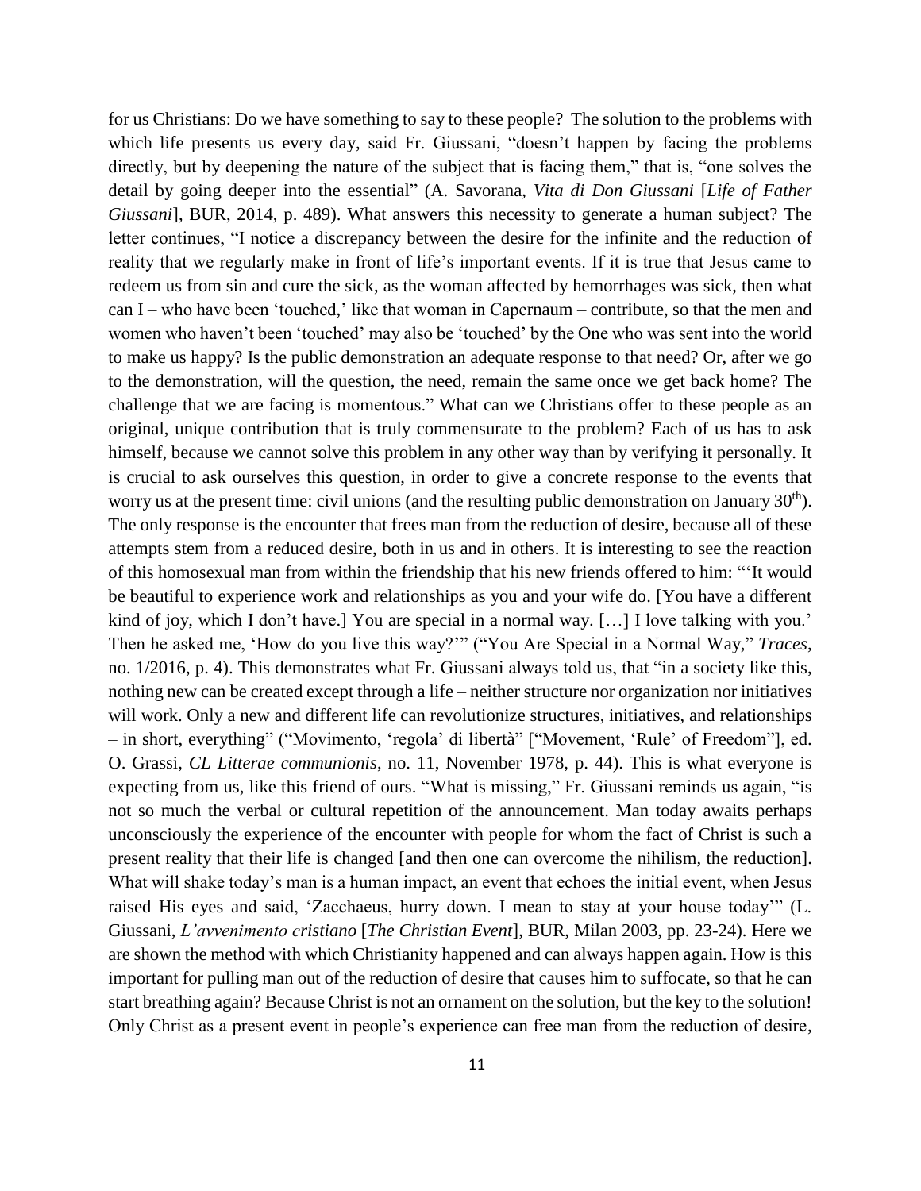for us Christians: Do we have something to say to these people? The solution to the problems with which life presents us every day, said Fr. Giussani, "doesn't happen by facing the problems directly, but by deepening the nature of the subject that is facing them," that is, "one solves the detail by going deeper into the essential" (A. Savorana, *Vita di Don Giussani* [*Life of Father Giussani*], BUR, 2014, p. 489). What answers this necessity to generate a human subject? The letter continues, "I notice a discrepancy between the desire for the infinite and the reduction of reality that we regularly make in front of life's important events. If it is true that Jesus came to redeem us from sin and cure the sick, as the woman affected by hemorrhages was sick, then what can I – who have been 'touched,' like that woman in Capernaum – contribute, so that the men and women who haven't been 'touched' may also be 'touched' by the One who was sent into the world to make us happy? Is the public demonstration an adequate response to that need? Or, after we go to the demonstration, will the question, the need, remain the same once we get back home? The challenge that we are facing is momentous." What can we Christians offer to these people as an original, unique contribution that is truly commensurate to the problem? Each of us has to ask himself, because we cannot solve this problem in any other way than by verifying it personally. It is crucial to ask ourselves this question, in order to give a concrete response to the events that worry us at the present time: civil unions (and the resulting public demonstration on January 30th). The only response is the encounter that frees man from the reduction of desire, because all of these attempts stem from a reduced desire, both in us and in others. It is interesting to see the reaction of this homosexual man from within the friendship that his new friends offered to him: "'It would be beautiful to experience work and relationships as you and your wife do. [You have a different kind of joy, which I don't have.] You are special in a normal way. […] I love talking with you.' Then he asked me, 'How do you live this way?'" ("You Are Special in a Normal Way," *Traces*, no. 1/2016, p. 4). This demonstrates what Fr. Giussani always told us, that "in a society like this, nothing new can be created except through a life – neither structure nor organization nor initiatives will work. Only a new and different life can revolutionize structures, initiatives, and relationships – in short, everything" ("Movimento, 'regola' di libertà" ["Movement, 'Rule' of Freedom"], ed. O. Grassi, *CL Litterae communionis*, no. 11, November 1978, p. 44). This is what everyone is expecting from us, like this friend of ours. "What is missing," Fr. Giussani reminds us again, "is not so much the verbal or cultural repetition of the announcement. Man today awaits perhaps unconsciously the experience of the encounter with people for whom the fact of Christ is such a present reality that their life is changed [and then one can overcome the nihilism, the reduction]. What will shake today's man is a human impact, an event that echoes the initial event, when Jesus raised His eyes and said, 'Zacchaeus, hurry down. I mean to stay at your house today'" (L. Giussani, *L'avvenimento cristiano* [*The Christian Event*], BUR, Milan 2003, pp. 23-24). Here we are shown the method with which Christianity happened and can always happen again. How is this important for pulling man out of the reduction of desire that causes him to suffocate, so that he can start breathing again? Because Christ is not an ornament on the solution, but the key to the solution! Only Christ as a present event in people's experience can free man from the reduction of desire,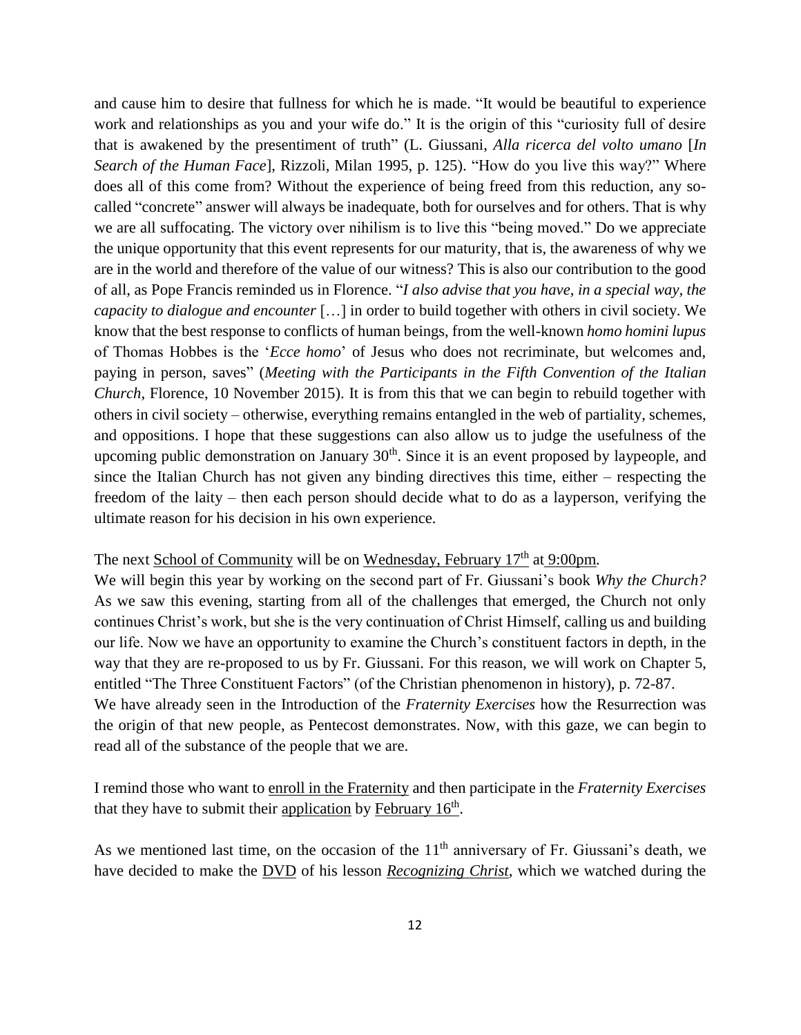and cause him to desire that fullness for which he is made. "It would be beautiful to experience work and relationships as you and your wife do." It is the origin of this "curiosity full of desire that is awakened by the presentiment of truth" (L. Giussani, *Alla ricerca del volto umano* [*In Search of the Human Face*], Rizzoli, Milan 1995, p. 125). "How do you live this way?" Where does all of this come from? Without the experience of being freed from this reduction, any so-called "concrete" answer will always be inadequate, both for ourselves and for others. That is why we are all suffocating. The victory over nihilism is to live this "being moved." Do we appreciate the unique opportunity that this event represents for our maturity, that is, the awareness of why we are in the world and therefore of the value of our witness? This is also our contribution to the good of all, as Pope Francis reminded us in Florence. "*I also advise that you have, in a special way, the capacity to dialogue and encounter* […] in order to build together with others in civil society. We know that the best response to conflicts of human beings, from the well-known *homo homini lupus* of Thomas Hobbes is the '*Ecce homo*' of Jesus who does not recriminate, but welcomes and, paying in person, saves" (*Meeting with the Participants in the Fifth Convention of the Italian Church*, Florence, 10 November 2015). It is from this that we can begin to rebuild together with others in civil society – otherwise, everything remains entangled in the web of partiality, schemes, and oppositions. I hope that these suggestions can also allow us to judge the usefulness of the upcoming public demonstration on January 30th. Since it is an event proposed by laypeople, and since the Italian Church has not given any binding directives this time, either – respecting the freedom of the laity – then each person should decide what to do as a layperson, verifying the ultimate reason for his decision in his own experience.

The next School of Community will be on Wednesday, February 17th at 9:00pm.
We will begin this year by working on the second part of Fr. Giussani's book *Why the Church?* As we saw this evening, starting from all of the challenges that emerged, the Church not only continues Christ's work, but she is the very continuation of Christ Himself, calling us and building our life. Now we have an opportunity to examine the Church's constituent factors in depth, in the way that they are re-proposed to us by Fr. Giussani. For this reason, we will work on Chapter 5, entitled "The Three Constituent Factors" (of the Christian phenomenon in history), p. 72-87.
We have already seen in the Introduction of the *Fraternity Exercises* how the Resurrection was the origin of that new people, as Pentecost demonstrates. Now, with this gaze, we can begin to read all of the substance of the people that we are.

I remind those who want to enroll in the Fraternity and then participate in the *Fraternity Exercises* that they have to submit their application by February 16th.

As we mentioned last time, on the occasion of the 11th anniversary of Fr. Giussani's death, we have decided to make the DVD of his lesson *Recognizing Christ*, which we watched during the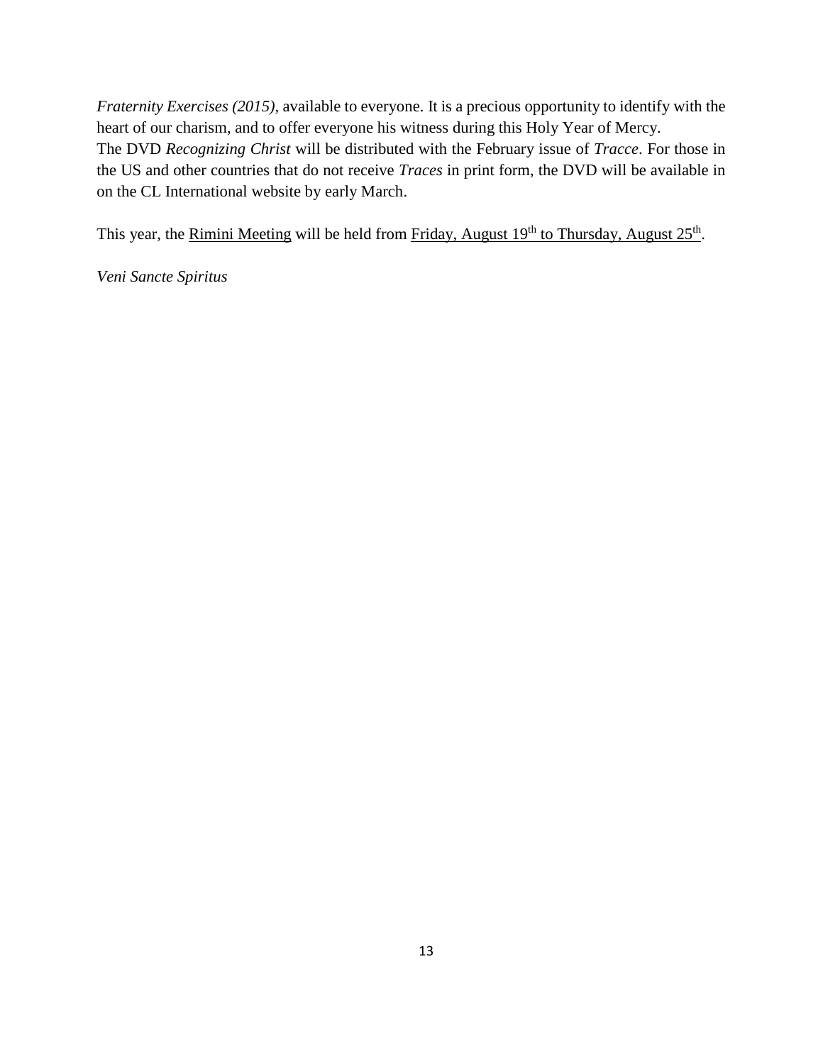*Fraternity Exercises (2015)*, available to everyone. It is a precious opportunity to identify with the heart of our charism, and to offer everyone his witness during this Holy Year of Mercy.
The DVD *Recognizing Christ* will be distributed with the February issue of *Tracce*. For those in the US and other countries that do not receive *Traces* in print form, the DVD will be available in on the CL International website by early March.

This year, the <u>Rimini Meeting</u> will be held from <u>Friday, August 19th to Thursday, August 25th</u>.

*Veni Sancte Spiritus*